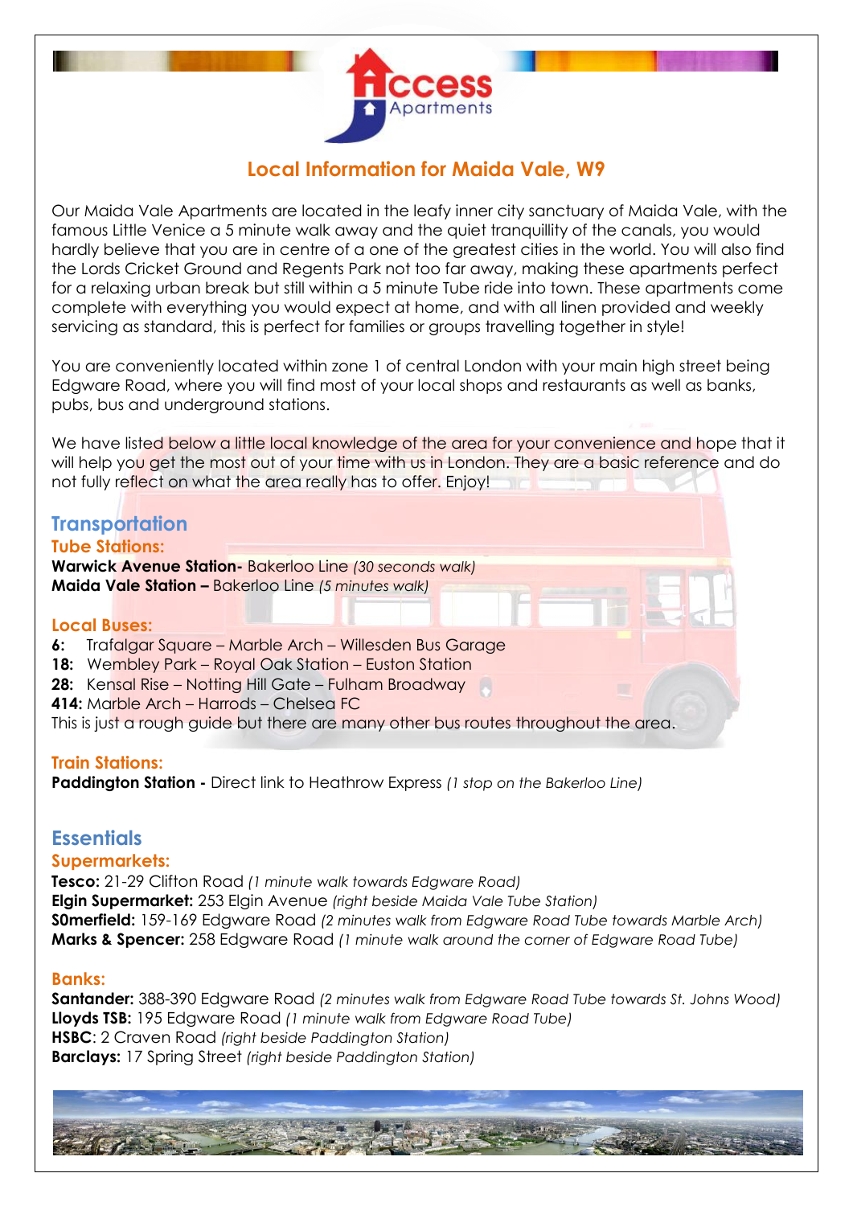# Local Information for Maida Vale, W9

Our Maida Vale Apartments are located in the leafy inner city sanctuary of Maida Vale, with the famous Little Venice a 5 minute walk away and the quiet tranquillity of the canals, you would hardly believe that you are in centre of a one of the greatest cities in the world. You will also find the Lords Cricket Ground and Regents Park not too far away, making these apartments perfect for a relaxing urban break but still within a 5 minute Tube ride into town. These apartments come complete with everything you would expect at home, and with all linen provided and weekly servicing as standard, this is perfect for families or groups travelling together in style!

You are conveniently located within zone 1 of central London with your main high street being Edgware Road, where you will find most of your local shops and restaurants as well as banks, pubs, bus and underground stations.

We have listed below a little local knowledge of the area for your convenience and hope that it will help you get the most out of your time with us in London. They are a basic reference and do not fully reflect on what the area really has to offer. Enjoy!

## Transportation

### Tube Stations:

**Warwick Avenue Station-** Bakerloo Line *(30 seconds walk)*
**Maida Vale Station –** Bakerloo Line *(5 minutes walk)*

### Local Buses:

**6:** Trafalgar Square – Marble Arch – Willesden Bus Garage
**18:** Wembley Park – Royal Oak Station – Euston Station
**28:** Kensal Rise – Notting Hill Gate – Fulham Broadway
**414:** Marble Arch – Harrods – Chelsea FC
This is just a rough guide but there are many other bus routes throughout the area.

### Train Stations:

**Paddington Station -** Direct link to Heathrow Express *(1 stop on the Bakerloo Line)*

## Essentials

### Supermarkets:

**Tesco:** 21-29 Clifton Road *(1 minute walk towards Edgware Road)*
**Elgin Supermarket:** 253 Elgin Avenue *(right beside Maida Vale Tube Station)*
**S0merfield:** 159-169 Edgware Road *(2 minutes walk from Edgware Road Tube towards Marble Arch)*
**Marks & Spencer:** 258 Edgware Road *(1 minute walk around the corner of Edgware Road Tube)*

### Banks:

**Santander:** 388-390 Edgware Road *(2 minutes walk from Edgware Road Tube towards St. Johns Wood)*
**Lloyds TSB:** 195 Edgware Road *(1 minute walk from Edgware Road Tube)*
**HSBC**: 2 Craven Road *(right beside Paddington Station)*
**Barclays:** 17 Spring Street *(right beside Paddington Station)*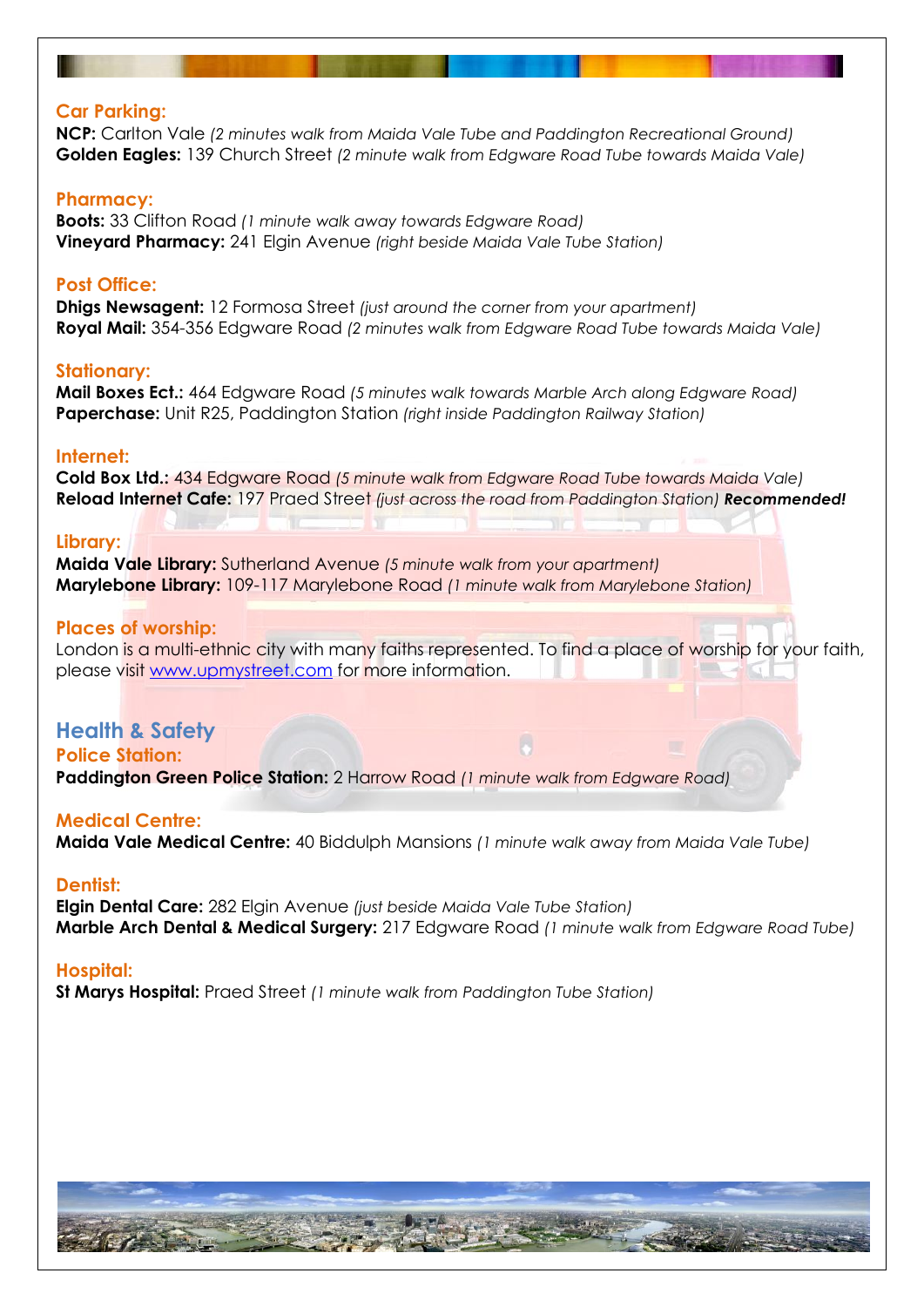## Car Parking:

**NCP:** Carlton Vale *(2 minutes walk from Maida Vale Tube and Paddington Recreational Ground)*
**Golden Eagles:** 139 Church Street *(2 minute walk from Edgware Road Tube towards Maida Vale)*

## Pharmacy:

**Boots:** 33 Clifton Road *(1 minute walk away towards Edgware Road)*
**Vineyard Pharmacy:** 241 Elgin Avenue *(right beside Maida Vale Tube Station)*

## Post Office:

**Dhigs Newsagent:** 12 Formosa Street *(just around the corner from your apartment)*
**Royal Mail:** 354-356 Edgware Road *(2 minutes walk from Edgware Road Tube towards Maida Vale)*

## Stationary:

**Mail Boxes Ect.:** 464 Edgware Road *(5 minutes walk towards Marble Arch along Edgware Road)*
**Paperchase:** Unit R25, Paddington Station *(right inside Paddington Railway Station)*

## Internet:

**Cold Box Ltd.:** 434 Edgware Road *(5 minute walk from Edgware Road Tube towards Maida Vale)*
**Reload Internet Cafe:** 197 Praed Street *(just across the road from Paddington Station)* ***Recommended!***

## Library:

**Maida Vale Library:** Sutherland Avenue *(5 minute walk from your apartment)*
**Marylebone Library:** 109-117 Marylebone Road *(1 minute walk from Marylebone Station)*

## Places of worship:

London is a multi-ethnic city with many faiths represented. To find a place of worship for your faith, please visit www.upmystreet.com for more information.

# Health & Safety

## Police Station:

**Paddington Green Police Station:** 2 Harrow Road *(1 minute walk from Edgware Road)*

## Medical Centre:

**Maida Vale Medical Centre:** 40 Biddulph Mansions *(1 minute walk away from Maida Vale Tube)*

## Dentist:

**Elgin Dental Care:** 282 Elgin Avenue *(just beside Maida Vale Tube Station)*
**Marble Arch Dental & Medical Surgery:** 217 Edgware Road *(1 minute walk from Edgware Road Tube)*

## Hospital:

**St Marys Hospital:** Praed Street *(1 minute walk from Paddington Tube Station)*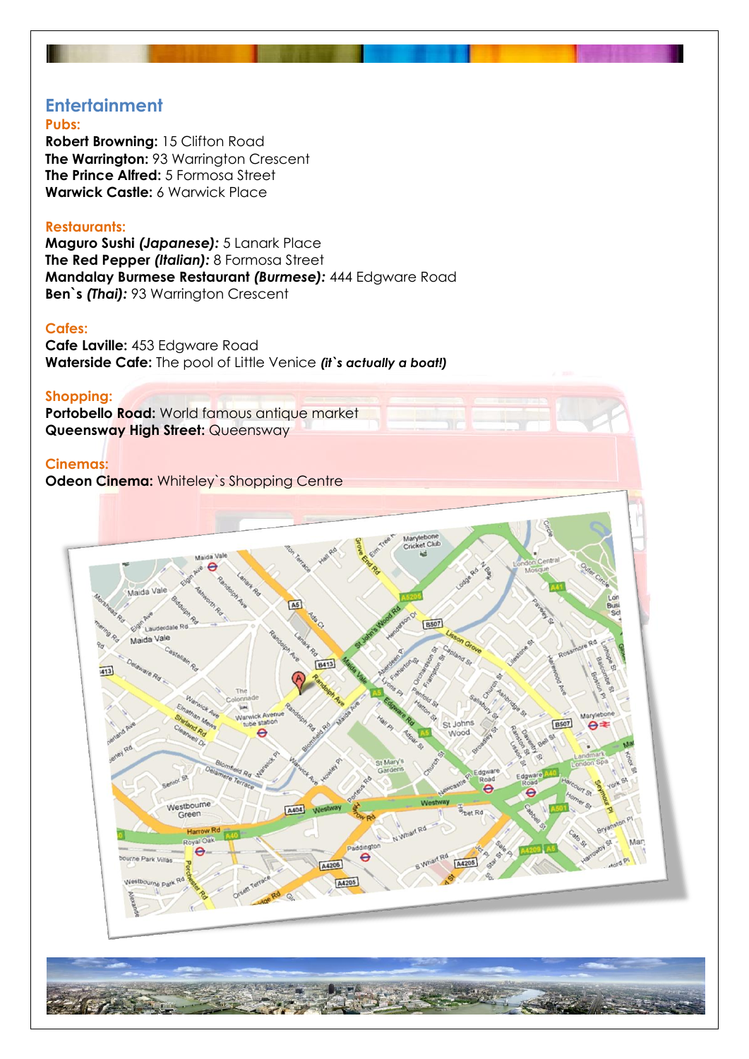## Entertainment

### Pubs:

**Robert Browning:** 15 Clifton Road
**The Warrington:** 93 Warrington Crescent
**The Prince Alfred:** 5 Formosa Street
**Warwick Castle:** 6 Warwick Place

### Restaurants:

**Maguro Sushi *(Japanese):*** 5 Lanark Place
**The Red Pepper *(Italian):*** 8 Formosa Street
**Mandalay Burmese Restaurant *(Burmese):*** 444 Edgware Road
**Ben`s *(Thai):*** 93 Warrington Crescent

### Cafes:

**Cafe Laville:** 453 Edgware Road
**Waterside Cafe:** The pool of Little Venice ***(it`s actually a boat!)***

### Shopping:

**Portobello Road:** World famous antique market
**Queensway High Street:** Queensway

### Cinemas:

**Odeon Cinema:** Whiteley`s Shopping Centre